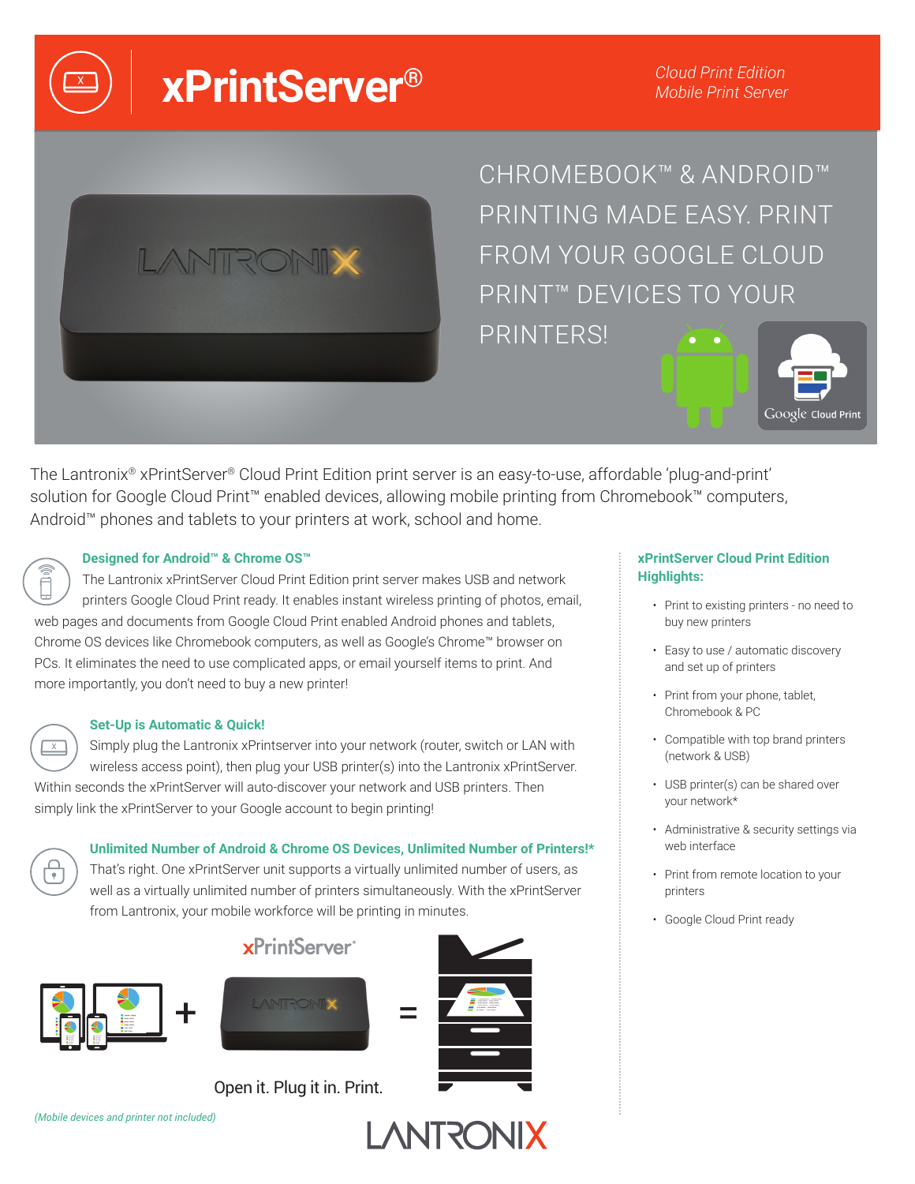# xPrintServer®

*Cloud Print Edition*
*Mobile Print Server*

CHROMEBOOK™ & ANDROID™ PRINTING MADE EASY. PRINT FROM YOUR GOOGLE CLOUD PRINT™ DEVICES TO YOUR PRINTERS!

The Lantronix® xPrintServer® Cloud Print Edition print server is an easy-to-use, affordable 'plug-and-print' solution for Google Cloud Print™ enabled devices, allowing mobile printing from Chromebook™ computers, Android™ phones and tablets to your printers at work, school and home.

### Designed for Android™ & Chrome OS™

The Lantronix xPrintServer Cloud Print Edition print server makes USB and network printers Google Cloud Print ready. It enables instant wireless printing of photos, email, web pages and documents from Google Cloud Print enabled Android phones and tablets, Chrome OS devices like Chromebook computers, as well as Google's Chrome™ browser on PCs. It eliminates the need to use complicated apps, or email yourself items to print. And more importantly, you don't need to buy a new printer!

### Set-Up is Automatic & Quick!

Simply plug the Lantronix xPrintserver into your network (router, switch or LAN with wireless access point), then plug your USB printer(s) into the Lantronix xPrintServer. Within seconds the xPrintServer will auto-discover your network and USB printers. Then simply link the xPrintServer to your Google account to begin printing!

### Unlimited Number of Android & Chrome OS Devices, Unlimited Number of Printers!*

That's right. One xPrintServer unit supports a virtually unlimited number of users, as well as a virtually unlimited number of printers simultaneously. With the xPrintServer from Lantronix, your mobile workforce will be printing in minutes.

xPrintServer®

Open it. Plug it in. Print.

*(Mobile devices and printer not included)*

### xPrintServer Cloud Print Edition Highlights:

- Print to existing printers - no need to buy new printers
- Easy to use / automatic discovery and set up of printers
- Print from your phone, tablet, Chromebook & PC
- Compatible with top brand printers (network & USB)
- USB printer(s) can be shared over your network*
- Administrative & security settings via web interface
- Print from remote location to your printers
- Google Cloud Print ready

LANTRONIX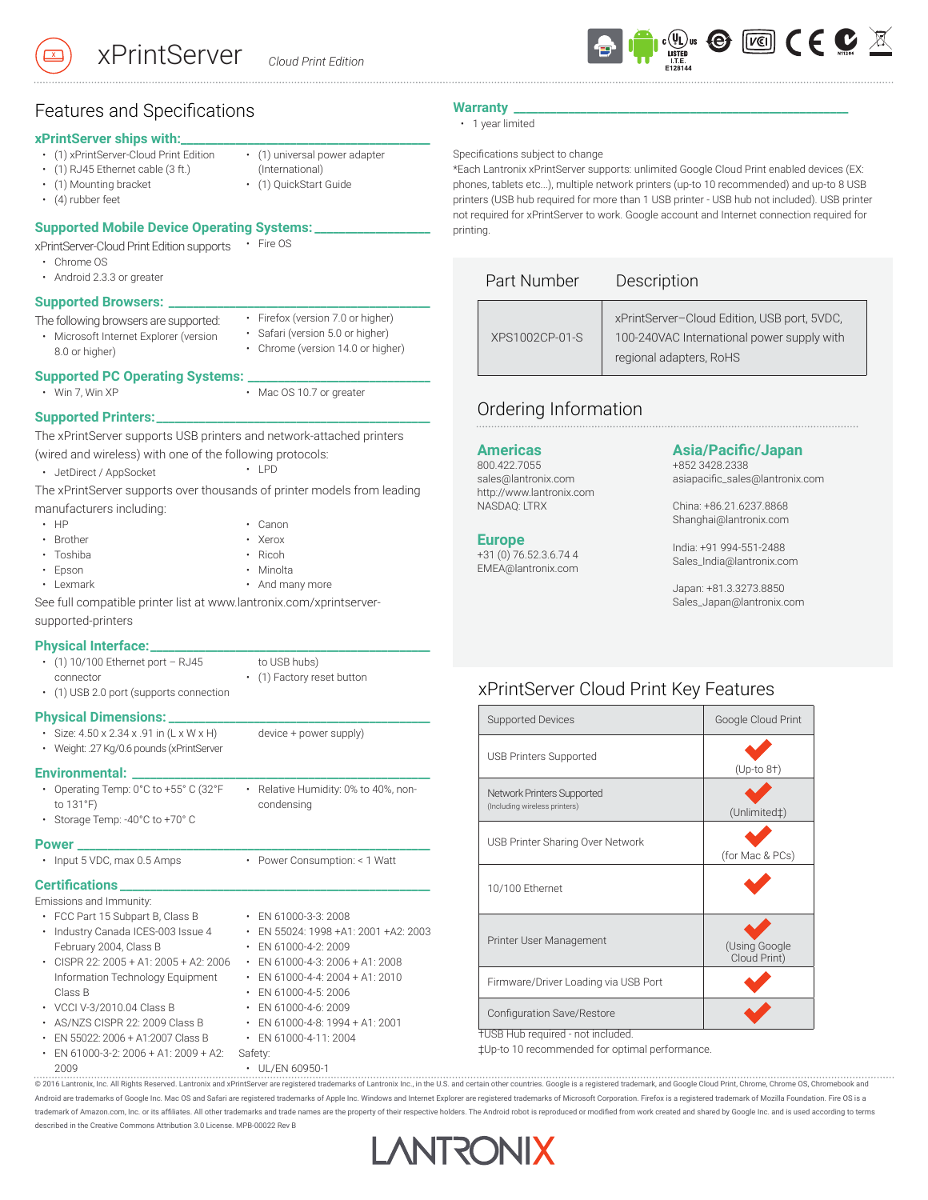# xPrintServer *Cloud Print Edition*

## Features and Specifications

### xPrintServer ships with:

- (1) xPrintServer-Cloud Print Edition
- (1) RJ45 Ethernet cable (3 ft.)
- (1) Mounting bracket
- (4) rubber feet
- (1) universal power adapter (International)
- (1) QuickStart Guide

### Supported Mobile Device Operating Systems:

xPrintServer-Cloud Print Edition supports

- Chrome OS
- Android 2.3.3 or greater
- Fire OS

### Supported Browsers:

The following browsers are supported:

- Microsoft Internet Explorer (version 8.0 or higher)
- Firefox (version 7.0 or higher)
- Safari (version 5.0 or higher)
- Chrome (version 14.0 or higher)

### Supported PC Operating Systems:

- Win 7, Win XP
- Mac OS 10.7 or greater

### Supported Printers:

The xPrintServer supports USB printers and network-attached printers (wired and wireless) with one of the following protocols:

- JetDirect / AppSocket
- LPD

The xPrintServer supports over thousands of printer models from leading manufacturers including:

- HP
- Brother
- Toshiba
- Epson
- Lexmark
- Canon
- Xerox
- Ricoh
- Minolta
- And many more

See full compatible printer list at www.lantronix.com/xprintserver-supported-printers

### Physical Interface:

- (1) 10/100 Ethernet port – RJ45 connector
- (1) USB 2.0 port (supports connection to USB hubs)
- (1) Factory reset button

### Physical Dimensions:

- Size: 4.50 x 2.34 x .91 in (L x W x H)
- Weight: .27 Kg/0.6 pounds (xPrintServer device + power supply)

### Environmental:

- Operating Temp: 0°C to +55° C (32°F to 131°F)
- Storage Temp: -40°C to +70° C
- Relative Humidity: 0% to 40%, non-condensing

### Power

- Input 5 VDC, max 0.5 Amps
- Power Consumption: < 1 Watt

### Certifications

Emissions and Immunity:

- FCC Part 15 Subpart B, Class B
- Industry Canada ICES-003 Issue 4 February 2004, Class B
- CISPR 22: 2005 + A1: 2005 + A2: 2006 Information Technology Equipment Class B
- VCCI V-3/2010.04 Class B
- AS/NZS CISPR 22: 2009 Class B
- EN 55022: 2006 + A1:2007 Class B
- EN 61000-3-2: 2006 + A1: 2009 + A2: 2009
- EN 61000-3-3: 2008
- EN 55024: 1998 +A1: 2001 +A2: 2003
- EN 61000-4-2: 2009
- EN 61000-4-3: 2006 + A1: 2008
- EN 61000-4-4: 2004 + A1: 2010
- EN 61000-4-5: 2006
- EN 61000-4-6: 2009
- EN 61000-4-8: 1994 + A1: 2001
- EN 61000-4-11: 2004

Safety:

- UL/EN 60950-1

### Warranty

- 1 year limited

Specifications subject to change

*Each Lantronix xPrintServer supports: unlimited Google Cloud Print enabled devices (EX: phones, tablets etc...), multiple network printers (up-to 10 recommended) and up-to 8 USB printers (USB hub required for more than 1 USB printer - USB hub not included). USB printer not required for xPrintServer to work. Google account and Internet connection required for printing.

| Part Number | Description |
|---|---|
| XPS1002CP-01-S | xPrintServer–Cloud Edition, USB port, 5VDC, 100-240VAC International power supply with regional adapters, RoHS |

## Ordering Information

**Americas**
800.422.7055
sales@lantronix.com
http://www.lantronix.com
NASDAQ: LTRX

**Europe**
+31 (0) 76.52.3.6.74 4
EMEA@lantronix.com

**Asia/Pacific/Japan**
+852 3428.2338
asiapacific_sales@lantronix.com

China: +86.21.6237.8868
Shanghai@lantronix.com

India: +91 994-551-2488
Sales_India@lantronix.com

Japan: +81.3.3273.8850
Sales_Japan@lantronix.com

## xPrintServer Cloud Print Key Features

| Supported Devices | Google Cloud Print |
|---|---|
| USB Printers Supported | ✔ (Up-to 8†) |
| Network Printers Supported (Including wireless printers) | ✔ (Unlimited‡) |
| USB Printer Sharing Over Network | ✔ (for Mac & PCs) |
| 10/100 Ethernet | ✔ |
| Printer User Management | ✔ (Using Google Cloud Print) |
| Firmware/Driver Loading via USB Port | ✔ |
| Configuration Save/Restore | ✔ |

†USB Hub required - not included.
‡Up-to 10 recommended for optimal performance.

© 2016 Lantronix, Inc. All Rights Reserved. Lantronix and xPrintServer are registered trademarks of Lantronix Inc., in the U.S. and certain other countries. Google is a registered trademark, and Google Cloud Print, Chrome, Chrome OS, Chromebook and Android are trademarks of Google Inc. Mac OS and Safari are registered trademarks of Apple Inc. Windows and Internet Explorer are registered trademarks of Microsoft Corporation. Firefox is a registered trademark of Mozilla Foundation. Fire OS is a trademark of Amazon.com, Inc. or its affiliates. All other trademarks and trade names are the property of their respective holders. The Android robot is reproduced or modified from work created and shared by Google Inc. and is used according to terms described in the Creative Commons Attribution 3.0 License. MPB-00022 Rev B

LANTRONIX